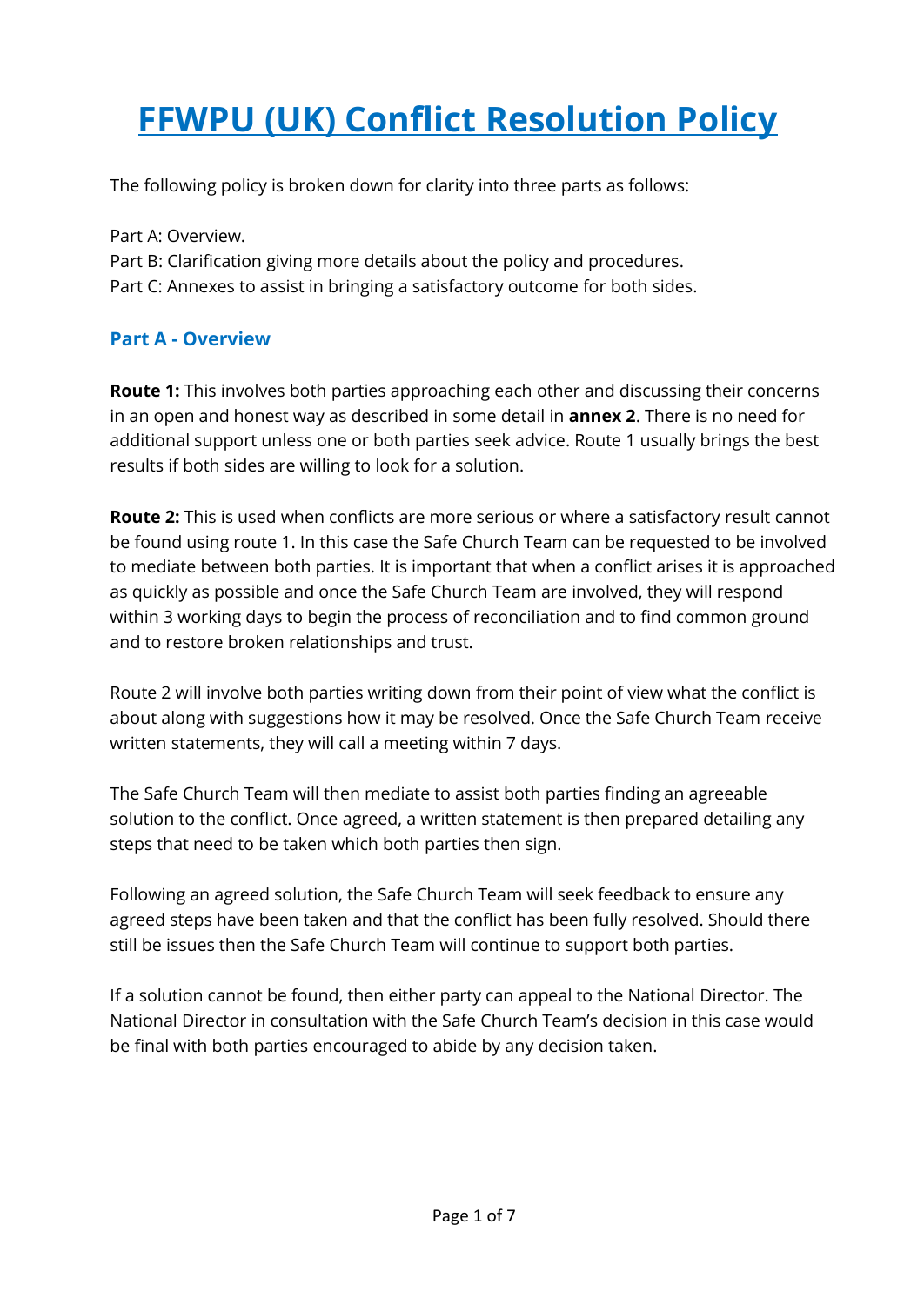# FFWPU (UK) Conflict Resolution Policy

The following policy is broken down for clarity into three parts as follows:

Part A: Overview.
Part B: Clarification giving more details about the policy and procedures.
Part C: Annexes to assist in bringing a satisfactory outcome for both sides.

## Part A - Overview

**Route 1:** This involves both parties approaching each other and discussing their concerns in an open and honest way as described in some detail in **annex 2**. There is no need for additional support unless one or both parties seek advice. Route 1 usually brings the best results if both sides are willing to look for a solution.

**Route 2:** This is used when conflicts are more serious or where a satisfactory result cannot be found using route 1. In this case the Safe Church Team can be requested to be involved to mediate between both parties. It is important that when a conflict arises it is approached as quickly as possible and once the Safe Church Team are involved, they will respond within 3 working days to begin the process of reconciliation and to find common ground and to restore broken relationships and trust.

Route 2 will involve both parties writing down from their point of view what the conflict is about along with suggestions how it may be resolved. Once the Safe Church Team receive written statements, they will call a meeting within 7 days.

The Safe Church Team will then mediate to assist both parties finding an agreeable solution to the conflict. Once agreed, a written statement is then prepared detailing any steps that need to be taken which both parties then sign.

Following an agreed solution, the Safe Church Team will seek feedback to ensure any agreed steps have been taken and that the conflict has been fully resolved. Should there still be issues then the Safe Church Team will continue to support both parties.

If a solution cannot be found, then either party can appeal to the National Director. The National Director in consultation with the Safe Church Team's decision in this case would be final with both parties encouraged to abide by any decision taken.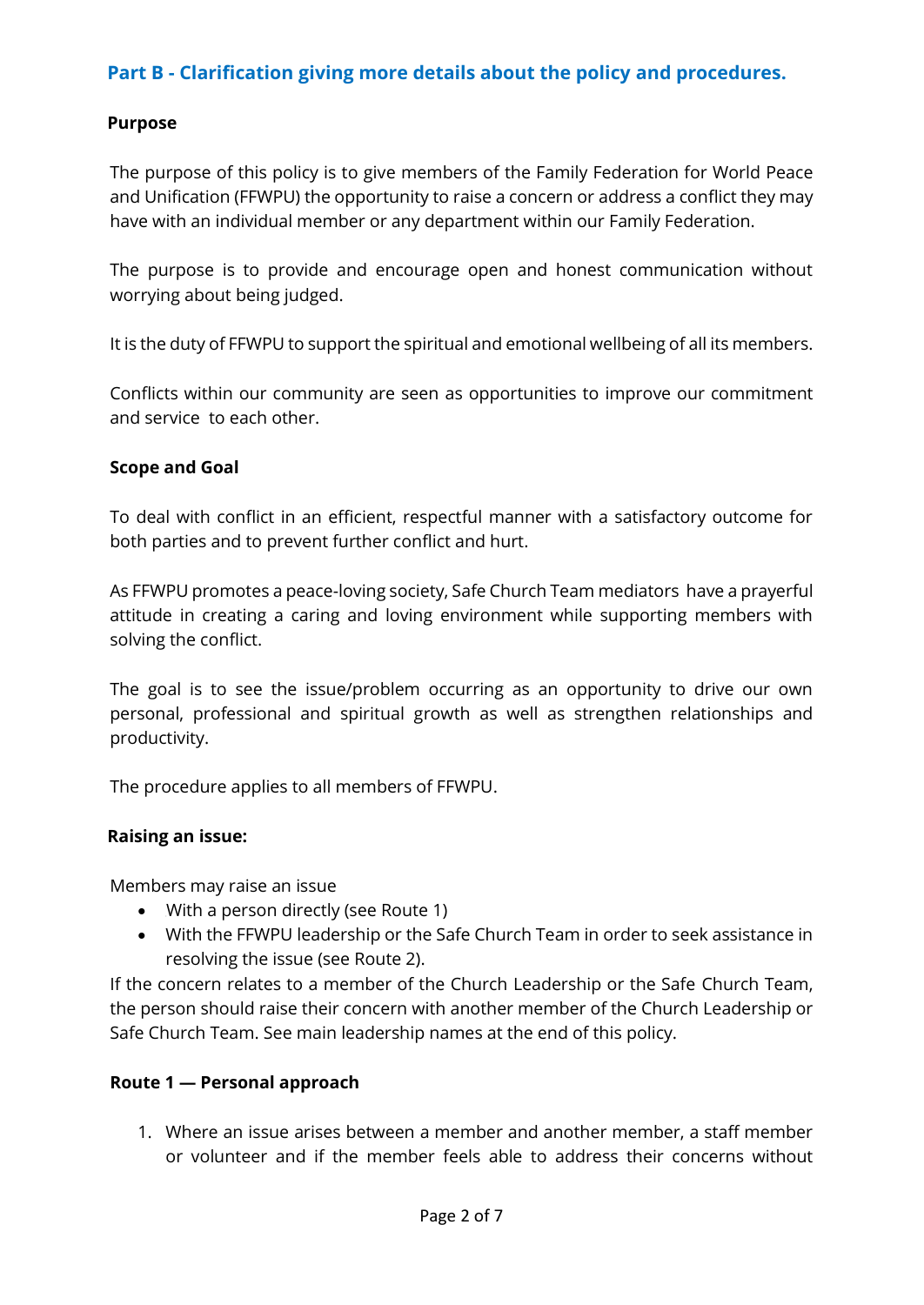## Part B - Clarification giving more details about the policy and procedures.

**Purpose**

The purpose of this policy is to give members of the Family Federation for World Peace and Unification (FFWPU) the opportunity to raise a concern or address a conflict they may have with an individual member or any department within our Family Federation.

The purpose is to provide and encourage open and honest communication without worrying about being judged.

It is the duty of FFWPU to support the spiritual and emotional wellbeing of all its members.

Conflicts within our community are seen as opportunities to improve our commitment and service to each other.

**Scope and Goal**

To deal with conflict in an efficient, respectful manner with a satisfactory outcome for both parties and to prevent further conflict and hurt.

As FFWPU promotes a peace-loving society, Safe Church Team mediators have a prayerful attitude in creating a caring and loving environment while supporting members with solving the conflict.

The goal is to see the issue/problem occurring as an opportunity to drive our own personal, professional and spiritual growth as well as strengthen relationships and productivity.

The procedure applies to all members of FFWPU.

**Raising an issue:**

Members may raise an issue

- With a person directly (see Route 1)
- With the FFWPU leadership or the Safe Church Team in order to seek assistance in resolving the issue (see Route 2).

If the concern relates to a member of the Church Leadership or the Safe Church Team, the person should raise their concern with another member of the Church Leadership or Safe Church Team. See main leadership names at the end of this policy.

**Route 1 — Personal approach**

1. Where an issue arises between a member and another member, a staff member or volunteer and if the member feels able to address their concerns without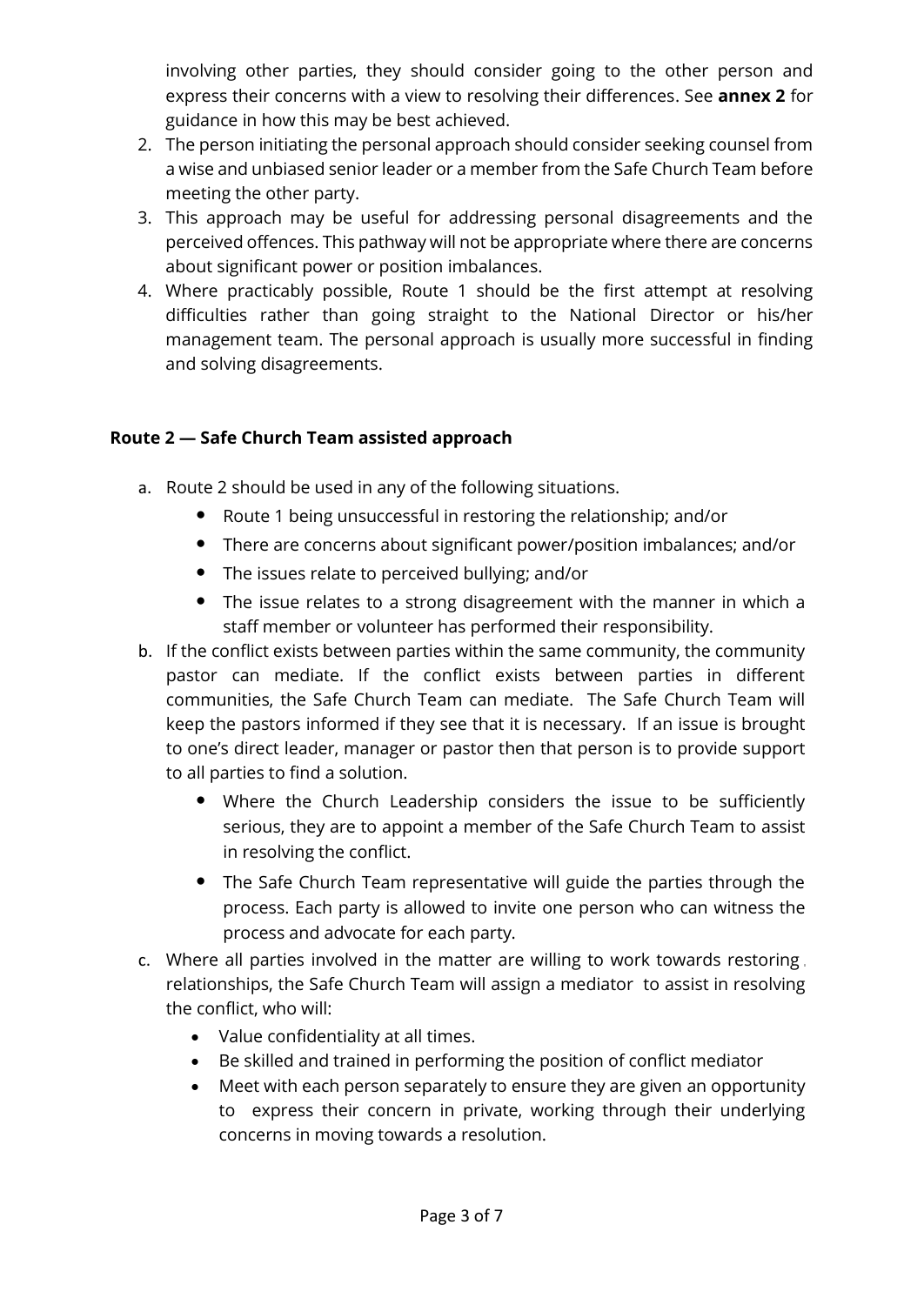involving other parties, they should consider going to the other person and express their concerns with a view to resolving their differences. See **annex 2** for guidance in how this may be best achieved.

2. The person initiating the personal approach should consider seeking counsel from a wise and unbiased senior leader or a member from the Safe Church Team before meeting the other party.
3. This approach may be useful for addressing personal disagreements and the perceived offences. This pathway will not be appropriate where there are concerns about significant power or position imbalances.
4. Where practicably possible, Route 1 should be the first attempt at resolving difficulties rather than going straight to the National Director or his/her management team. The personal approach is usually more successful in finding and solving disagreements.

### Route 2 — Safe Church Team assisted approach

a. Route 2 should be used in any of the following situations.
   - Route 1 being unsuccessful in restoring the relationship; and/or
   - There are concerns about significant power/position imbalances; and/or
   - The issues relate to perceived bullying; and/or
   - The issue relates to a strong disagreement with the manner in which a staff member or volunteer has performed their responsibility.

b. If the conflict exists between parties within the same community, the community pastor can mediate. If the conflict exists between parties in different communities, the Safe Church Team can mediate. The Safe Church Team will keep the pastors informed if they see that it is necessary. If an issue is brought to one's direct leader, manager or pastor then that person is to provide support to all parties to find a solution.
   - Where the Church Leadership considers the issue to be sufficiently serious, they are to appoint a member of the Safe Church Team to assist in resolving the conflict.
   - The Safe Church Team representative will guide the parties through the process. Each party is allowed to invite one person who can witness the process and advocate for each party.

c. Where all parties involved in the matter are willing to work towards restoring relationships, the Safe Church Team will assign a mediator to assist in resolving the conflict, who will:
   - Value confidentiality at all times.
   - Be skilled and trained in performing the position of conflict mediator
   - Meet with each person separately to ensure they are given an opportunity to express their concern in private, working through their underlying concerns in moving towards a resolution.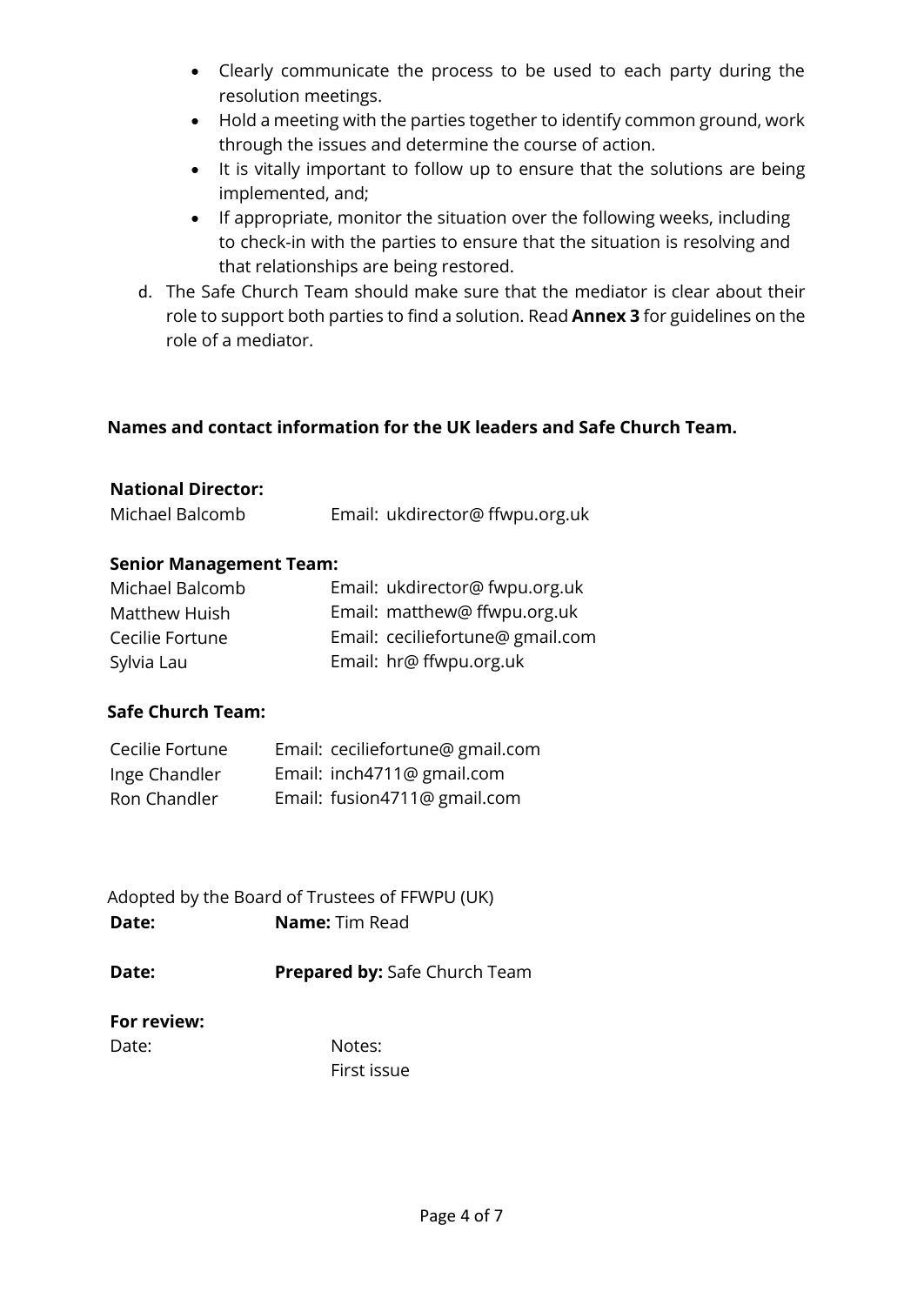- Clearly communicate the process to be used to each party during the resolution meetings.
- Hold a meeting with the parties together to identify common ground, work through the issues and determine the course of action.
- It is vitally important to follow up to ensure that the solutions are being implemented, and;
- If appropriate, monitor the situation over the following weeks, including to check-in with the parties to ensure that the situation is resolving and that relationships are being restored.

d. The Safe Church Team should make sure that the mediator is clear about their role to support both parties to find a solution. Read **Annex 3** for guidelines on the role of a mediator.

**Names and contact information for the UK leaders and Safe Church Team.**

**National Director:**

| | |
|---|---|
| Michael Balcomb | Email: ukdirector@ ffwpu.org.uk |

**Senior Management Team:**

| | |
|---|---|
| Michael Balcomb | Email: ukdirector@ fwpu.org.uk |
| Matthew Huish | Email: matthew@ ffwpu.org.uk |
| Cecilie Fortune | Email: ceciliefortune@ gmail.com |
| Sylvia Lau | Email: hr@ ffwpu.org.uk |

**Safe Church Team:**

| | |
|---|---|
| Cecilie Fortune | Email: ceciliefortune@ gmail.com |
| Inge Chandler | Email: inch4711@ gmail.com |
| Ron Chandler | Email: fusion4711@ gmail.com |

Adopted by the Board of Trustees of FFWPU (UK)

**Date:** **Name:** Tim Read

**Date:** **Prepared by:** Safe Church Team

**For review:**

Date: Notes:
First issue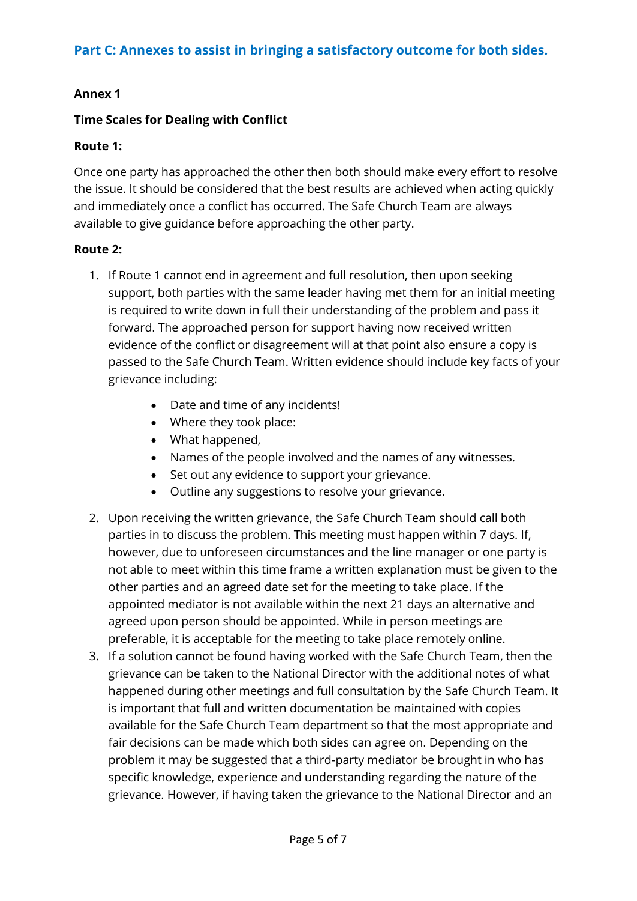## Part C: Annexes to assist in bringing a satisfactory outcome for both sides.

**Annex 1**

**Time Scales for Dealing with Conflict**

**Route 1:**

Once one party has approached the other then both should make every effort to resolve the issue. It should be considered that the best results are achieved when acting quickly and immediately once a conflict has occurred. The Safe Church Team are always available to give guidance before approaching the other party.

**Route 2:**

1. If Route 1 cannot end in agreement and full resolution, then upon seeking support, both parties with the same leader having met them for an initial meeting is required to write down in full their understanding of the problem and pass it forward. The approached person for support having now received written evidence of the conflict or disagreement will at that point also ensure a copy is passed to the Safe Church Team. Written evidence should include key facts of your grievance including:
    - Date and time of any incidents!
    - Where they took place:
    - What happened,
    - Names of the people involved and the names of any witnesses.
    - Set out any evidence to support your grievance.
    - Outline any suggestions to resolve your grievance.
2. Upon receiving the written grievance, the Safe Church Team should call both parties in to discuss the problem. This meeting must happen within 7 days. If, however, due to unforeseen circumstances and the line manager or one party is not able to meet within this time frame a written explanation must be given to the other parties and an agreed date set for the meeting to take place. If the appointed mediator is not available within the next 21 days an alternative and agreed upon person should be appointed. While in person meetings are preferable, it is acceptable for the meeting to take place remotely online.
3. If a solution cannot be found having worked with the Safe Church Team, then the grievance can be taken to the National Director with the additional notes of what happened during other meetings and full consultation by the Safe Church Team. It is important that full and written documentation be maintained with copies available for the Safe Church Team department so that the most appropriate and fair decisions can be made which both sides can agree on. Depending on the problem it may be suggested that a third-party mediator be brought in who has specific knowledge, experience and understanding regarding the nature of the grievance. However, if having taken the grievance to the National Director and an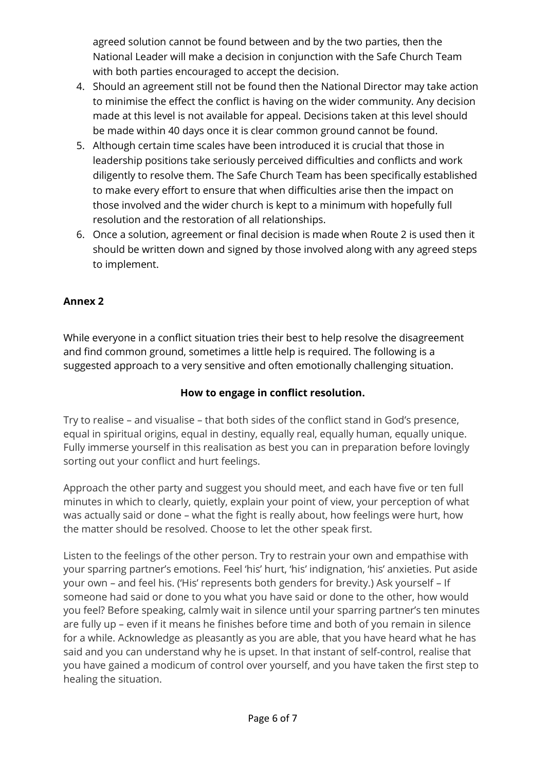agreed solution cannot be found between and by the two parties, then the National Leader will make a decision in conjunction with the Safe Church Team with both parties encouraged to accept the decision.

4. Should an agreement still not be found then the National Director may take action to minimise the effect the conflict is having on the wider community. Any decision made at this level is not available for appeal. Decisions taken at this level should be made within 40 days once it is clear common ground cannot be found.
5. Although certain time scales have been introduced it is crucial that those in leadership positions take seriously perceived difficulties and conflicts and work diligently to resolve them. The Safe Church Team has been specifically established to make every effort to ensure that when difficulties arise then the impact on those involved and the wider church is kept to a minimum with hopefully full resolution and the restoration of all relationships.
6. Once a solution, agreement or final decision is made when Route 2 is used then it should be written down and signed by those involved along with any agreed steps to implement.

**Annex 2**

While everyone in a conflict situation tries their best to help resolve the disagreement and find common ground, sometimes a little help is required. The following is a suggested approach to a very sensitive and often emotionally challenging situation.

**How to engage in conflict resolution.**

Try to realise – and visualise – that both sides of the conflict stand in God's presence, equal in spiritual origins, equal in destiny, equally real, equally human, equally unique. Fully immerse yourself in this realisation as best you can in preparation before lovingly sorting out your conflict and hurt feelings.

Approach the other party and suggest you should meet, and each have five or ten full minutes in which to clearly, quietly, explain your point of view, your perception of what was actually said or done – what the fight is really about, how feelings were hurt, how the matter should be resolved. Choose to let the other speak first.

Listen to the feelings of the other person. Try to restrain your own and empathise with your sparring partner's emotions. Feel 'his' hurt, 'his' indignation, 'his' anxieties. Put aside your own – and feel his. ('His' represents both genders for brevity.) Ask yourself – If someone had said or done to you what you have said or done to the other, how would you feel? Before speaking, calmly wait in silence until your sparring partner's ten minutes are fully up – even if it means he finishes before time and both of you remain in silence for a while. Acknowledge as pleasantly as you are able, that you have heard what he has said and you can understand why he is upset. In that instant of self-control, realise that you have gained a modicum of control over yourself, and you have taken the first step to healing the situation.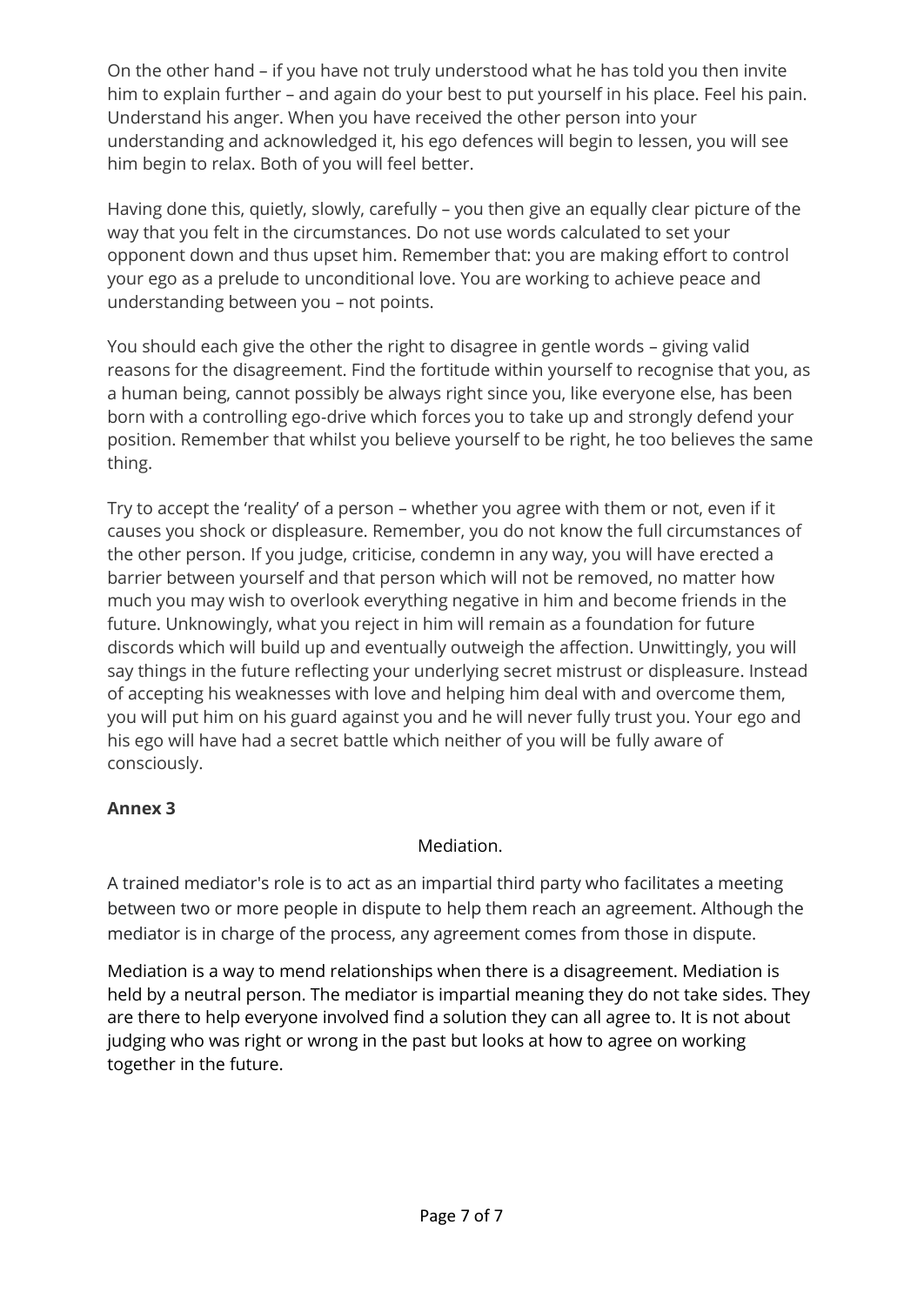On the other hand – if you have not truly understood what he has told you then invite him to explain further – and again do your best to put yourself in his place. Feel his pain. Understand his anger. When you have received the other person into your understanding and acknowledged it, his ego defences will begin to lessen, you will see him begin to relax. Both of you will feel better.

Having done this, quietly, slowly, carefully – you then give an equally clear picture of the way that you felt in the circumstances. Do not use words calculated to set your opponent down and thus upset him. Remember that: you are making effort to control your ego as a prelude to unconditional love. You are working to achieve peace and understanding between you – not points.

You should each give the other the right to disagree in gentle words – giving valid reasons for the disagreement. Find the fortitude within yourself to recognise that you, as a human being, cannot possibly be always right since you, like everyone else, has been born with a controlling ego-drive which forces you to take up and strongly defend your position. Remember that whilst you believe yourself to be right, he too believes the same thing.

Try to accept the 'reality' of a person – whether you agree with them or not, even if it causes you shock or displeasure. Remember, you do not know the full circumstances of the other person. If you judge, criticise, condemn in any way, you will have erected a barrier between yourself and that person which will not be removed, no matter how much you may wish to overlook everything negative in him and become friends in the future. Unknowingly, what you reject in him will remain as a foundation for future discords which will build up and eventually outweigh the affection. Unwittingly, you will say things in the future reflecting your underlying secret mistrust or displeasure. Instead of accepting his weaknesses with love and helping him deal with and overcome them, you will put him on his guard against you and he will never fully trust you. Your ego and his ego will have had a secret battle which neither of you will be fully aware of consciously.

**Annex 3**

Mediation.

A trained mediator's role is to act as an impartial third party who facilitates a meeting between two or more people in dispute to help them reach an agreement. Although the mediator is in charge of the process, any agreement comes from those in dispute.

Mediation is a way to mend relationships when there is a disagreement. Mediation is held by a neutral person. The mediator is impartial meaning they do not take sides. They are there to help everyone involved find a solution they can all agree to. It is not about judging who was right or wrong in the past but looks at how to agree on working together in the future.